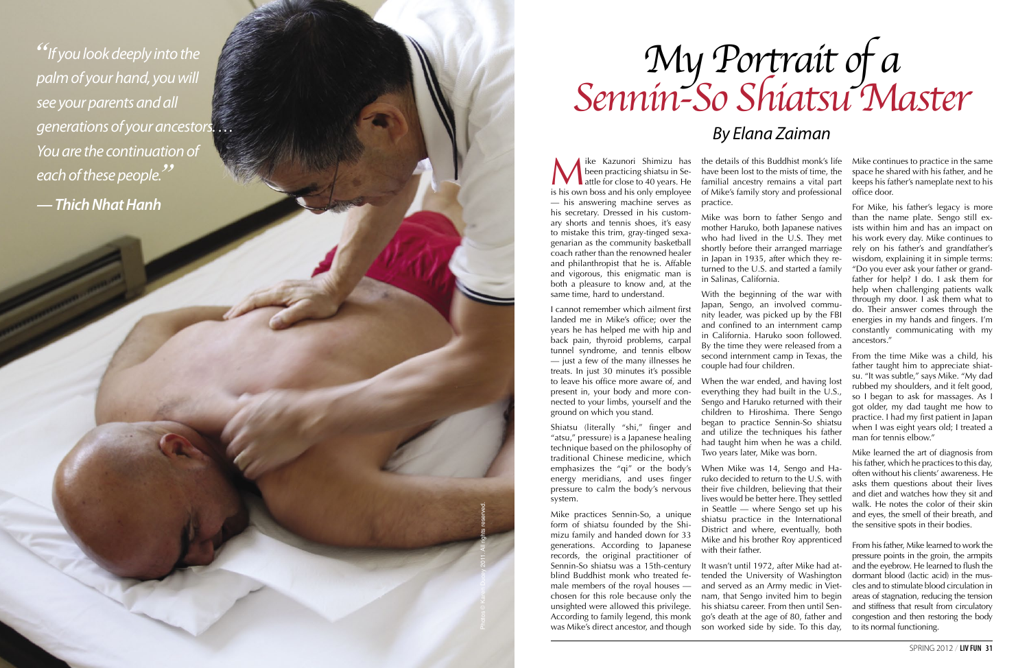*“If you look deeply into the palm of your hand, you will see your parents and all generations of your ancestors. . . . You are the continuation of each of these people.”*

***— Thich Nhat Hanh***

# My Portrait of a Sennin-So Shiatsu Master

## By Elana Zaiman

Mike Kazunori Shimizu has been practicing shiatsu in Seattle for close to 40 years. He is his own boss and his only employee — his answering machine serves as his secretary. Dressed in his customary shorts and tennis shoes, it's easy to mistake this trim, gray-tinged sexagenarian as the community basketball coach rather than the renowned healer and philanthropist that he is. Affable and vigorous, this enigmatic man is both a pleasure to know and, at the same time, hard to understand.

I cannot remember which ailment first landed me in Mike's office; over the years he has helped me with hip and back pain, thyroid problems, carpal tunnel syndrome, and tennis elbow — just a few of the many illnesses he treats. In just 30 minutes it's possible to leave his office more aware of, and present in, your body and more connected to your limbs, yourself and the ground on which you stand.

Shiatsu (literally "shi," finger and "atsu," pressure) is a Japanese healing technique based on the philosophy of traditional Chinese medicine, which emphasizes the "qi" or the body's energy meridians, and uses finger pressure to calm the body's nervous system.

Mike practices Sennin-So, a unique form of shiatsu founded by the Shimizu family and handed down for 33 generations. According to Japanese records, the original practitioner of Sennin-So shiatsu was a 15th-century blind Buddhist monk who treated female members of the royal houses — chosen for this role because only the unsighted were allowed this privilege. According to family legend, this monk was Mike's direct ancestor, and though the details of this Buddhist monk's life have been lost to the mists of time, the familial ancestry remains a vital part of Mike's family story and professional practice.

Mike was born to father Sengo and mother Haruko, both Japanese natives who had lived in the U.S. They met shortly before their arranged marriage in Japan in 1935, after which they returned to the U.S. and started a family in Salinas, California.

With the beginning of the war with Japan, Sengo, an involved community leader, was picked up by the FBI and confined to an internment camp in California. Haruko soon followed. By the time they were released from a second internment camp in Texas, the couple had four children.

When the war ended, and having lost everything they had built in the U.S., Sengo and Haruko returned with their children to Hiroshima. There Sengo began to practice Sennin-So shiatsu and utilize the techniques his father had taught him when he was a child. Two years later, Mike was born.

When Mike was 14, Sengo and Haruko decided to return to the U.S. with their five children, believing that their lives would be better here. They settled in Seattle — where Sengo set up his shiatsu practice in the International District and where, eventually, both Mike and his brother Roy apprenticed with their father.

It wasn't until 1972, after Mike had attended the University of Washington and served as an Army medic in Vietnam, that Sengo invited him to begin his shiatsu career. From then until Sengo's death at the age of 80, father and son worked side by side. To this day, Mike continues to practice in the same space he shared with his father, and he keeps his father's nameplate next to his office door.

For Mike, his father's legacy is more than the name plate. Sengo still exists within him and has an impact on his work every day. Mike continues to rely on his father's and grandfather's wisdom, explaining it in simple terms: "Do you ever ask your father or grandfather for help? I do. I ask them for help when challenging patients walk through my door. I ask them what to do. Their answer comes through the energies in my hands and fingers. I'm constantly communicating with my ancestors."

From the time Mike was a child, his father taught him to appreciate shiatsu. "It was subtle," says Mike. "My dad rubbed my shoulders, and it felt good, so I began to ask for massages. As I got older, my dad taught me how to practice. I had my first patient in Japan when I was eight years old; I treated a man for tennis elbow."

Mike learned the art of diagnosis from his father, which he practices to this day, often without his clients' awareness. He asks them questions about their lives and diet and watches how they sit and walk. He notes the color of their skin and eyes, the smell of their breath, and the sensitive spots in their bodies.

From his father, Mike learned to work the pressure points in the groin, the armpits and the eyebrow. He learned to flush the dormant blood (lactic acid) in the muscles and to stimulate blood circulation in areas of stagnation, reducing the tension and stiffness that result from circulatory congestion and then restoring the body to its normal functioning.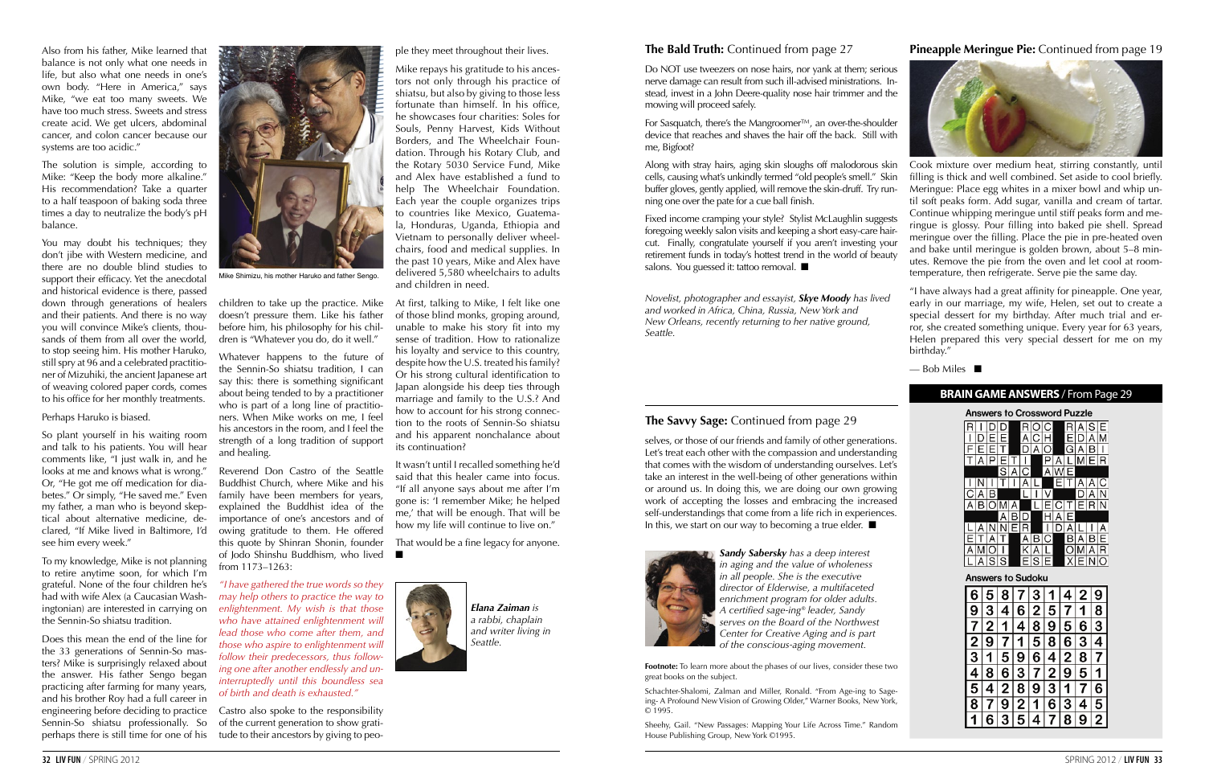Also from his father, Mike learned that balance is not only what one needs in life, but also what one needs in one's own body. "Here in America," says Mike, "we eat too many sweets. We have too much stress. Sweets and stress create acid. We get ulcers, abdominal cancer, and colon cancer because our systems are too acidic."

The solution is simple, according to Mike: "Keep the body more alkaline." His recommendation? Take a quarter to a half teaspoon of baking soda three times a day to neutralize the body's pH balance.

You may doubt his techniques; they don't jibe with Western medicine, and there are no double blind studies to support their efficacy. Yet the anecdotal and historical evidence is there, passed down through generations of healers and their patients. And there is no way you will convince Mike's clients, thousands of them from all over the world, to stop seeing him. His mother Haruko, still spry at 96 and a celebrated practitioner of Mizuhiki, the ancient Japanese art of weaving colored paper cords, comes to his office for her monthly treatments.

Perhaps Haruko is biased.

So plant yourself in his waiting room and talk to his patients. You will hear comments like, "I just walk in, and he looks at me and knows what is wrong." Or, "He got me off medication for diabetes." Or simply, "He saved me." Even my father, a man who is beyond skeptical about alternative medicine, declared, "If Mike lived in Baltimore, I'd see him every week."

To my knowledge, Mike is not planning to retire anytime soon, for which I'm grateful. None of the four children he's had with wife Alex (a Caucasian Washingtonian) are interested in carrying on the Sennin-So shiatsu tradition.

Does this mean the end of the line for the 33 generations of Sennin-So masters? Mike is surprisingly relaxed about the answer. His father Sengo began practicing after farming for many years, and his brother Roy had a full career in engineering before deciding to practice Sennin-So shiatsu professionally. So perhaps there is still time for one of his children to take up the practice. Mike doesn't pressure them. Like his father before him, his philosophy for his children is "Whatever you do, do it well."

Mike Shimizu, his mother Haruko and father Sengo.

Whatever happens to the future of the Sennin-So shiatsu tradition, I can say this: there is something significant about being tended to by a practitioner who is part of a long line of practitioners. When Mike works on me, I feel his ancestors in the room, and I feel the strength of a long tradition of support and healing.

Reverend Don Castro of the Seattle Buddhist Church, where Mike and his family have been members for years, explained the Buddhist idea of the importance of one's ancestors and of owing gratitude to them. He offered this quote by Shinran Shonin, founder of Jodo Shinshu Buddhism, who lived from 1173–1263:

*"I have gathered the true words so they may help others to practice the way to enlightenment. My wish is that those who have attained enlightenment will lead those who come after them, and those who aspire to enlightenment will follow their predecessors, thus following one after another endlessly and uninterruptedly until this boundless sea of birth and death is exhausted."*

Castro also spoke to the responsibility of the current generation to show gratitude to their ancestors by giving to people they meet throughout their lives.

Mike repays his gratitude to his ancestors not only through his practice of shiatsu, but also by giving to those less fortunate than himself. In his office, he showcases four charities: Soles for Souls, Penny Harvest, Kids Without Borders, and The Wheelchair Foundation. Through his Rotary Club, and the Rotary 5030 Service Fund, Mike and Alex have established a fund to help The Wheelchair Foundation. Each year the couple organizes trips to countries like Mexico, Guatemala, Honduras, Uganda, Ethiopia and Vietnam to personally deliver wheelchairs, food and medical supplies. In the past 10 years, Mike and Alex have delivered 5,580 wheelchairs to adults and children in need.

At first, talking to Mike, I felt like one of those blind monks, groping around, unable to make his story fit into my sense of tradition. How to rationalize his loyalty and service to this country, despite how the U.S. treated his family? Or his strong cultural identification to Japan alongside his deep ties through marriage and family to the U.S.? And how to account for his strong connection to the roots of Sennin-So shiatsu and his apparent nonchalance about its continuation?

It wasn't until I recalled something he'd said that this healer came into focus. "If all anyone says about me after I'm gone is: 'I remember Mike; he helped me,' that will be enough. That will be how my life will continue to live on."

That would be a fine legacy for anyone. ■

***Elana Zaiman*** *is a rabbi, chaplain and writer living in Seattle.*

## The Bald Truth: Continued from page 27

Do NOT use tweezers on nose hairs, nor yank at them; serious nerve damage can result from such ill-advised ministrations. Instead, invest in a John Deere-quality nose hair trimmer and the mowing will proceed safely.

For Sasquatch, there's the Mangroomer™, an over-the-shoulder device that reaches and shaves the hair off the back. Still with me, Bigfoot?

Along with stray hairs, aging skin sloughs off malodorous skin cells, causing what's unkindly termed "old people's smell." Skin buffer gloves, gently applied, will remove the skin-dreck. Try running one over the pate for a cue ball finish.

Fixed income cramping your style? Stylist McLaughlin suggests foregoing weekly salon visits and keeping a short easy-care haircut. Finally, congratulate yourself if you aren't investing your retirement funds in today's hottest trend in the world of beauty salons. You guessed it: tattoo removal. ■

*Novelist, photographer and essayist, **Skye Moody** has lived and worked in Africa, China, Russia, New York and New Orleans, recently returning to her native ground, Seattle.*

## The Savvy Sage: Continued from page 29

selves, or those of our friends and family of other generations. Let's treat each other with the compassion and understanding that comes with the wisdom of understanding ourselves. Let's take an interest in the well-being of other generations within or around us. In doing this, we are doing our own growing work of accepting the losses and embracing the increased self-understandings that come from a life rich in experiences. In this, we start on our way to becoming a true elder. ■

***Sandy Sabersky*** *has a deep interest in aging and the value of wholeness in all people. She is the executive director of Elderwise, a multifaceted enrichment program for older adults. A certified sage-ing® leader, Sandy serves on the Board of the Northwest Center for Creative Aging and is part of the conscious-aging movement.*

**Footnote:** To learn more about the phases of our lives, consider these two great books on the subject.

Schachter-Shalomi, Zalman and Miller, Ronald. "From Age-ing to Sage-ing- A Profound New Vision of Growing Older," Warner Books, New York, © 1995.

Sheehy, Gail. "New Passages: Mapping Your Life Across Time." Random House Publishing Group, New York ©1995.

## Pineapple Meringue Pie: Continued from page 19

Cook mixture over medium heat, stirring constantly, until filling is thick and well combined. Set aside to cool briefly. Meringue: Place egg whites in a mixer bowl and whip until soft peaks form. Add sugar, vanilla and cream of tartar. Continue whipping meringue until stiff peaks form and meringue is glossy. Pour filling into baked pie shell. Spread meringue over the filling. Place the pie in pre-heated oven and bake until meringue is golden brown, about 5–8 minutes. Remove the pie from the oven and let cool at room-temperature, then refrigerate. Serve pie the same day.

"I have always had a great affinity for pineapple. One year, early in our marriage, my wife, Helen, set out to create a special dessert for my birthday. After much trial and error, she created something unique. Every year for 63 years, Helen prepared this very special dessert for me on my birthday."

— Bob Miles ■

## BRAIN GAME ANSWERS / From Page 29

**Answers to Crossword Puzzle**

| | | | | | | | | | | | | |
|---|---|---|---|---|---|---|---|---|---|---|---|---|
| R | I | D | D | | R | O | C | | R | A | S | E |
| I | D | E | E | | A | C | H | | E | D | A | M |
| F | E | E | T | | D | A | O | | G | A | B | I |
| T | A | P | E | T | I | | P | A | L | M | E | R |
| | | | S | A | C | | A | W | E | | | |
| I | N | I | T | I | A | L | | E | T | A | A | C |
| C | A | B | | | L | I | V | | | D | A | N |
| A | B | O | M | A | | L | E | C | T | E | R | N |
| | | | A | B | D | | H | A | E | | | |
| L | A | N | N | E | R | | I | D | A | L | I | A |
| E | T | A | T | | A | B | C | | B | A | B | E |
| A | M | O | I | | K | A | L | | O | M | A | R |
| L | A | S | S | | E | S | E | | X | E | N | O |

**Answers to Sudoku**

| | | | | | | | | |
|---|---|---|---|---|---|---|---|---|
| 6 | 5 | 8 | 7 | 3 | 1 | 4 | 2 | 9 |
| 9 | 3 | 4 | 6 | 2 | 5 | 7 | 1 | 8 |
| 7 | 2 | 1 | 4 | 8 | 9 | 5 | 6 | 3 |
| 2 | 9 | 7 | 1 | 5 | 8 | 6 | 3 | 4 |
| 3 | 1 | 5 | 9 | 6 | 4 | 2 | 8 | 7 |
| 4 | 8 | 6 | 3 | 7 | 2 | 9 | 5 | 1 |
| 5 | 4 | 2 | 8 | 9 | 3 | 1 | 7 | 6 |
| 8 | 7 | 9 | 2 | 1 | 6 | 3 | 4 | 5 |
| 1 | 6 | 3 | 5 | 4 | 7 | 8 | 9 | 2 |